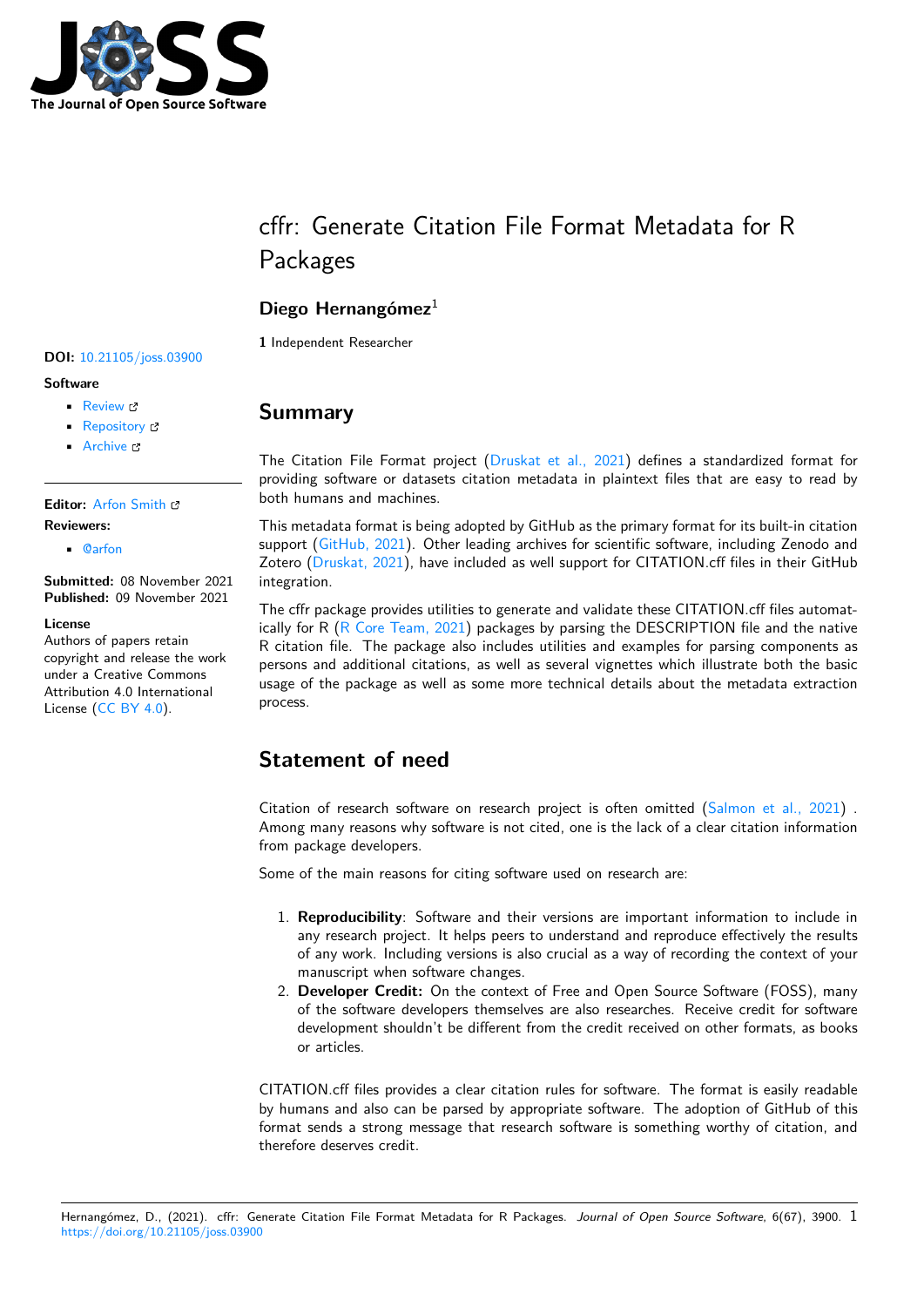# cffr: Generate Citation File Format Metadata for R Packages

**Diego Hernangómez**[1]

**1** Independent Researcher

**DOI:** 10.21105/joss.03900

**Software**

- Review
- Repository
- Archive

**Editor:** Arfon Smith

**Reviewers:**

- @arfon

**Submitted:** 08 November 2021
**Published:** 09 November 2021

**License**
Authors of papers retain copyright and release the work under a Creative Commons Attribution 4.0 International License (CC BY 4.0).

## Summary

The Citation File Format project (Druskat et al., 2021) defines a standardized format for providing software or datasets citation metadata in plaintext files that are easy to read by both humans and machines.

This metadata format is being adopted by GitHub as the primary format for its built-in citation support (GitHub, 2021). Other leading archives for scientific software, including Zenodo and Zotero (Druskat, 2021), have included as well support for CITATION.cff files in their GitHub integration.

The cffr package provides utilities to generate and validate these CITATION.cff files automatically for R (R Core Team, 2021) packages by parsing the DESCRIPTION file and the native R citation file. The package also includes utilities and examples for parsing components as persons and additional citations, as well as several vignettes which illustrate both the basic usage of the package as well as some more technical details about the metadata extraction process.

## Statement of need

Citation of research software on research project is often omitted (Salmon et al., 2021) . Among many reasons why software is not cited, one is the lack of a clear citation information from package developers.

Some of the main reasons for citing software used on research are:

1. **Reproducibility**: Software and their versions are important information to include in any research project. It helps peers to understand and reproduce effectively the results of any work. Including versions is also crucial as a way of recording the context of your manuscript when software changes.
2. **Developer Credit:** On the context of Free and Open Source Software (FOSS), many of the software developers themselves are also researches. Receive credit for software development shouldn't be different from the credit received on other formats, as books or articles.

CITATION.cff files provides a clear citation rules for software. The format is easily readable by humans and also can be parsed by appropriate software. The adoption of GitHub of this format sends a strong message that research software is something worthy of citation, and therefore deserves credit.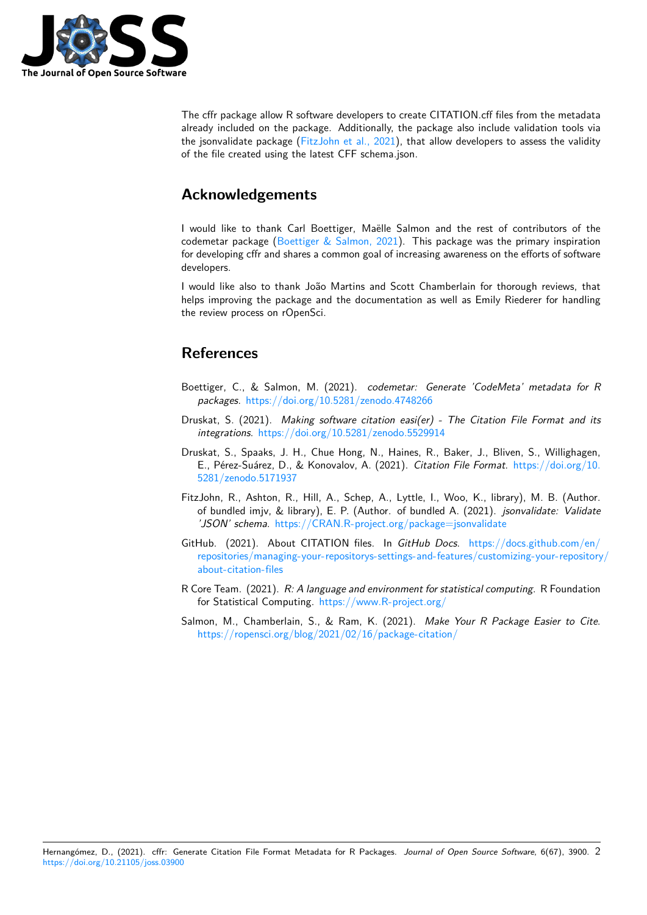The cffr package allow R software developers to create CITATION.cff files from the metadata already included on the package. Additionally, the package also include validation tools via the jsonvalidate package (FitzJohn et al., 2021), that allow developers to assess the validity of the file created using the latest CFF schema.json.

## Acknowledgements

I would like to thank Carl Boettiger, Maëlle Salmon and the rest of contributors of the codemetar package (Boettiger & Salmon, 2021). This package was the primary inspiration for developing cffr and shares a common goal of increasing awareness on the efforts of software developers.

I would like also to thank João Martins and Scott Chamberlain for thorough reviews, that helps improving the package and the documentation as well as Emily Riederer for handling the review process on rOpenSci.

## References

Boettiger, C., & Salmon, M. (2021). *codemetar: Generate 'CodeMeta' metadata for R packages*. https://doi.org/10.5281/zenodo.4748266

Druskat, S. (2021). *Making software citation easi(er) - The Citation File Format and its integrations*. https://doi.org/10.5281/zenodo.5529914

Druskat, S., Spaaks, J. H., Chue Hong, N., Haines, R., Baker, J., Bliven, S., Willighagen, E., Pérez-Suárez, D., & Konovalov, A. (2021). *Citation File Format*. https://doi.org/10.5281/zenodo.5171937

FitzJohn, R., Ashton, R., Hill, A., Schep, A., Lyttle, I., Woo, K., library), M. B. (Author. of bundled imjv, & library), E. P. (Author. of bundled A. (2021). *jsonvalidate: Validate 'JSON' schema*. https://CRAN.R-project.org/package=jsonvalidate

GitHub. (2021). About CITATION files. In *GitHub Docs*. https://docs.github.com/en/repositories/managing-your-repositorys-settings-and-features/customizing-your-repository/about-citation-files

R Core Team. (2021). *R: A language and environment for statistical computing*. R Foundation for Statistical Computing. https://www.R-project.org/

Salmon, M., Chamberlain, S., & Ram, K. (2021). *Make Your R Package Easier to Cite*. https://ropensci.org/blog/2021/02/16/package-citation/